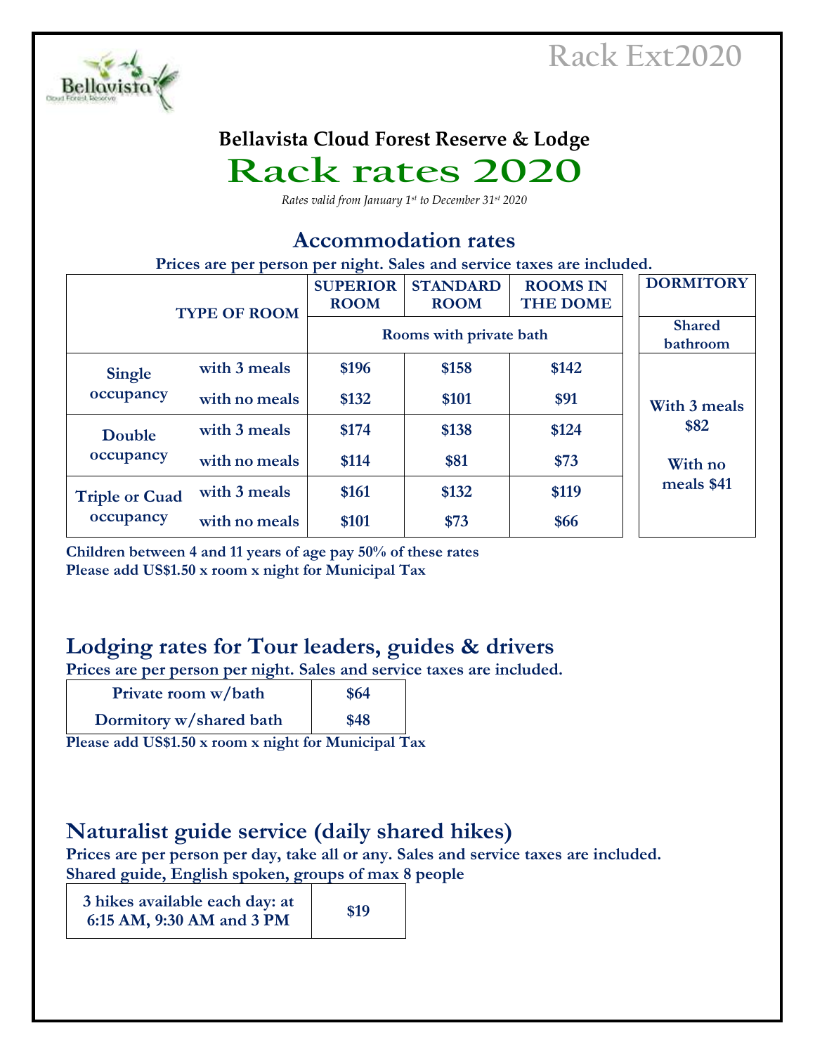# Bellavista Cloud Forest Reserve & Lodge

# Rack rates 2020

*Rates valid from January 1st to December 31st 2020*

## Accommodation rates

**Prices are per person per night. Sales and service taxes are included.**

| TYPE OF ROOM | | SUPERIOR ROOM | STANDARD ROOM | ROOMS IN THE DOME | DORMITORY |
|---|---|---|---|---|---|
| | | Rooms with private bath | | | Shared bathroom |
| Single occupancy | with 3 meals | $196 | $158 | $142 | With 3 meals $82 |
| | with no meals | $132 | $101 | $91 | |
| Double occupancy | with 3 meals | $174 | $138 | $124 | With no meals $41 |
| | with no meals | $114 | $81 | $73 | |
| Triple or Cuad occupancy | with 3 meals | $161 | $132 | $119 | |
| | with no meals | $101 | $73 | $66 | |

**Children between 4 and 11 years of age pay 50% of these rates**
**Please add US$1.50 x room x night for Municipal Tax**

## Lodging rates for Tour leaders, guides & drivers

**Prices are per person per night. Sales and service taxes are included.**

| Private room w/bath | $64 |
|---|---|
| Dormitory w/shared bath | $48 |

**Please add US$1.50 x room x night for Municipal Tax**

## Naturalist guide service (daily shared hikes)

**Prices are per person per day, take all or any. Sales and service taxes are included.**
**Shared guide, English spoken, groups of max 8 people**

| 3 hikes available each day: at 6:15 AM, 9:30 AM and 3 PM | $19 |
|---|---|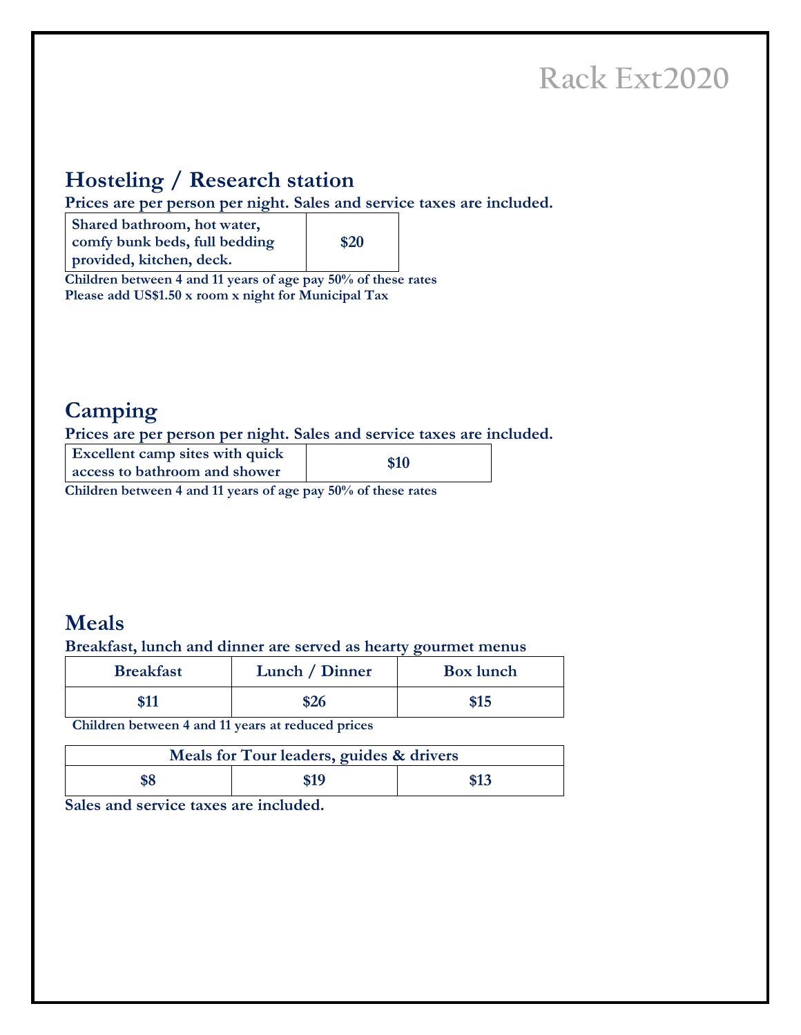Rack Ext2020

## Hosteling / Research station

**Prices are per person per night. Sales and service taxes are included.**

| Shared bathroom, hot water, comfy bunk beds, full bedding provided, kitchen, deck. | $20 |
|---|---|

**Children between 4 and 11 years of age pay 50% of these rates**
**Please add US$1.50 x room x night for Municipal Tax**

## Camping

**Prices are per person per night. Sales and service taxes are included.**

| Excellent camp sites with quick access to bathroom and shower | $10 |
|---|---|

**Children between 4 and 11 years of age pay 50% of these rates**

## Meals

**Breakfast, lunch and dinner are served as hearty gourmet menus**

| Breakfast | Lunch / Dinner | Box lunch |
|---|---|---|
| $11 | $26 | $15 |

**Children between 4 and 11 years at reduced prices**

| Meals for Tour leaders, guides & drivers | | |
|---|---|---|
| $8 | $19 | $13 |

**Sales and service taxes are included.**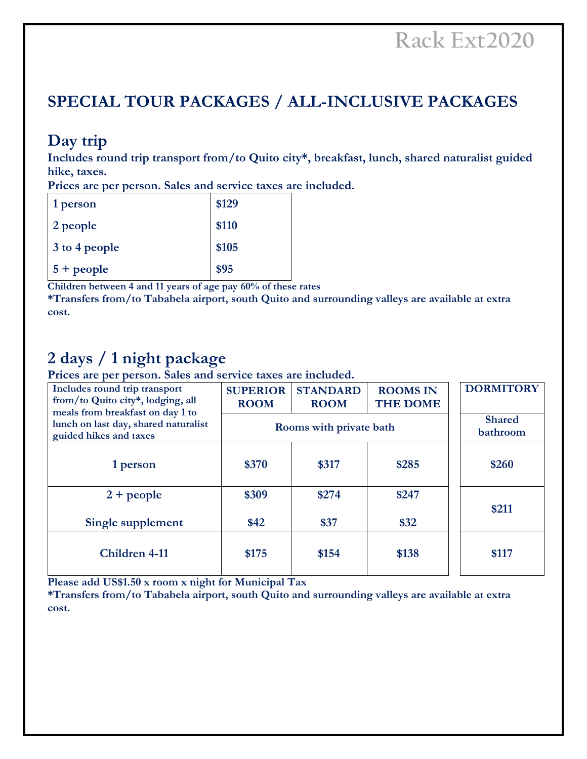Rack Ext2020

# SPECIAL TOUR PACKAGES / ALL-INCLUSIVE PACKAGES

## Day trip

**Includes round trip transport from/to Quito city*, breakfast, lunch, shared naturalist guided hike, taxes.**

**Prices are per person. Sales and service taxes are included.**

| | |
|---|---|
| 1 person | $129 |
| 2 people | $110 |
| 3 to 4 people | $105 |
| 5 + people | $95 |

**Children between 4 and 11 years of age pay 60% of these rates**

***Transfers from/to Tababela airport, south Quito and surrounding valleys are available at extra cost.**

## 2 days / 1 night package

**Prices are per person. Sales and service taxes are included.**

| Includes round trip transport from/to Quito city*, lodging, all meals from breakfast on day 1 to lunch on last day, shared naturalist guided hikes and taxes | SUPERIOR ROOM | STANDARD ROOM | ROOMS IN THE DOME | DORMITORY |
|---|---|---|---|---|
| | Rooms with private bath | | | Shared bathroom |
| 1 person | $370 | $317 | $285 | $260 |
| 2 + people | $309 | $274 | $247 | $211 |
| Single supplement | $42 | $37 | $32 | |
| Children 4-11 | $175 | $154 | $138 | $117 |

**Please add US$1.50 x room x night for Municipal Tax**

***Transfers from/to Tababela airport, south Quito and surrounding valleys are available at extra cost.**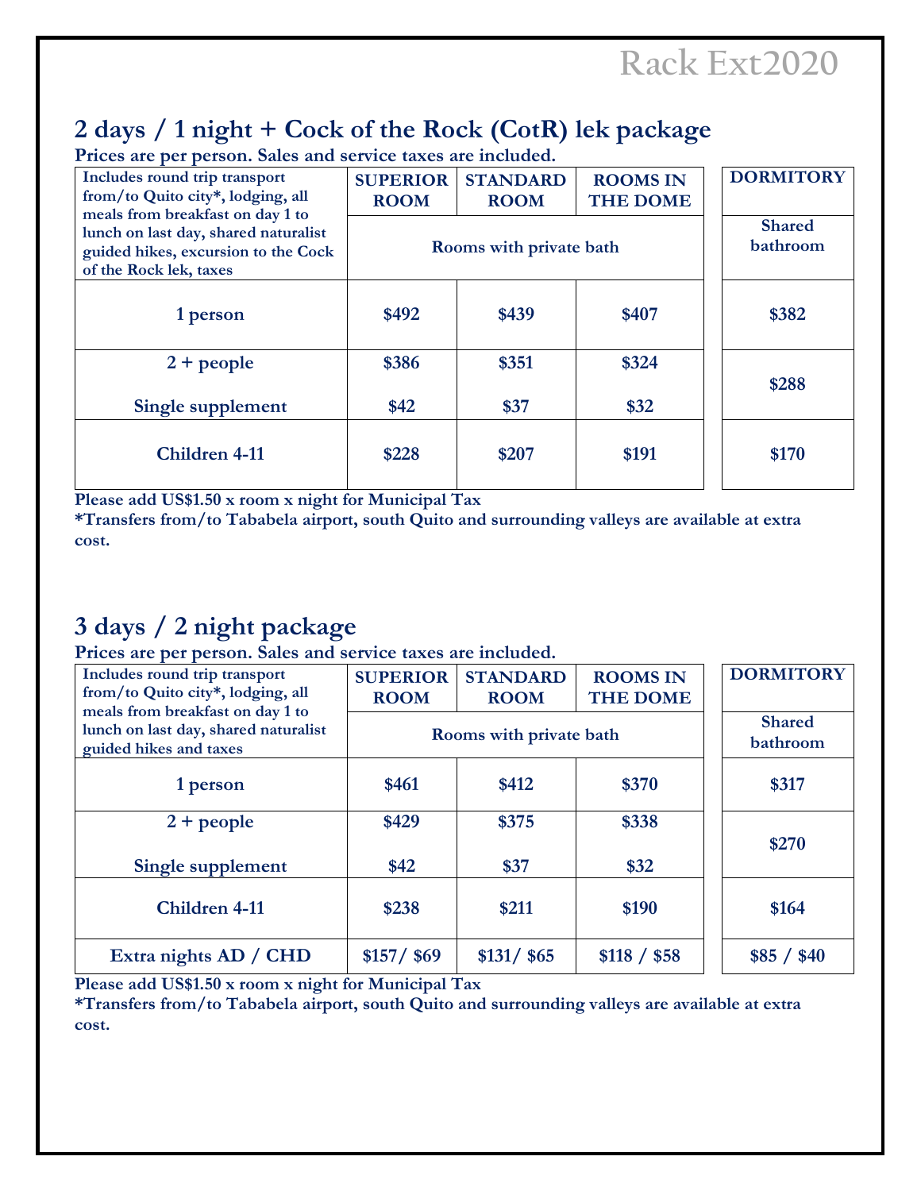Rack Ext2020

## 2 days / 1 night + Cock of the Rock (CotR) lek package

**Prices are per person. Sales and service taxes are included.**

| Includes round trip transport from/to Quito city*, lodging, all meals from breakfast on day 1 to lunch on last day, shared naturalist guided hikes, excursion to the Cock of the Rock lek, taxes | SUPERIOR ROOM | STANDARD ROOM | ROOMS IN THE DOME | DORMITORY |
|---|---|---|---|---|
| | Rooms with private bath | | | Shared bathroom |
| 1 person | $492 | $439 | $407 | $382 |
| 2 + people | $386 | $351 | $324 | $288 |
| Single supplement | $42 | $37 | $32 | |
| Children 4-11 | $228 | $207 | $191 | $170 |

**Please add US$1.50 x room x night for Municipal Tax**
**\*Transfers from/to Tababela airport, south Quito and surrounding valleys are available at extra cost.**

## 3 days / 2 night package

**Prices are per person. Sales and service taxes are included.**

| Includes round trip transport from/to Quito city*, lodging, all meals from breakfast on day 1 to lunch on last day, shared naturalist guided hikes and taxes | SUPERIOR ROOM | STANDARD ROOM | ROOMS IN THE DOME | DORMITORY |
|---|---|---|---|---|
| | Rooms with private bath | | | Shared bathroom |
| 1 person | $461 | $412 | $370 | $317 |
| 2 + people | $429 | $375 | $338 | $270 |
| Single supplement | $42 | $37 | $32 | |
| Children 4-11 | $238 | $211 | $190 | $164 |
| Extra nights AD / CHD | $157/ $69 | $131/ $65 | $118 / $58 | $85 / $40 |

**Please add US$1.50 x room x night for Municipal Tax**
**\*Transfers from/to Tababela airport, south Quito and surrounding valleys are available at extra cost.**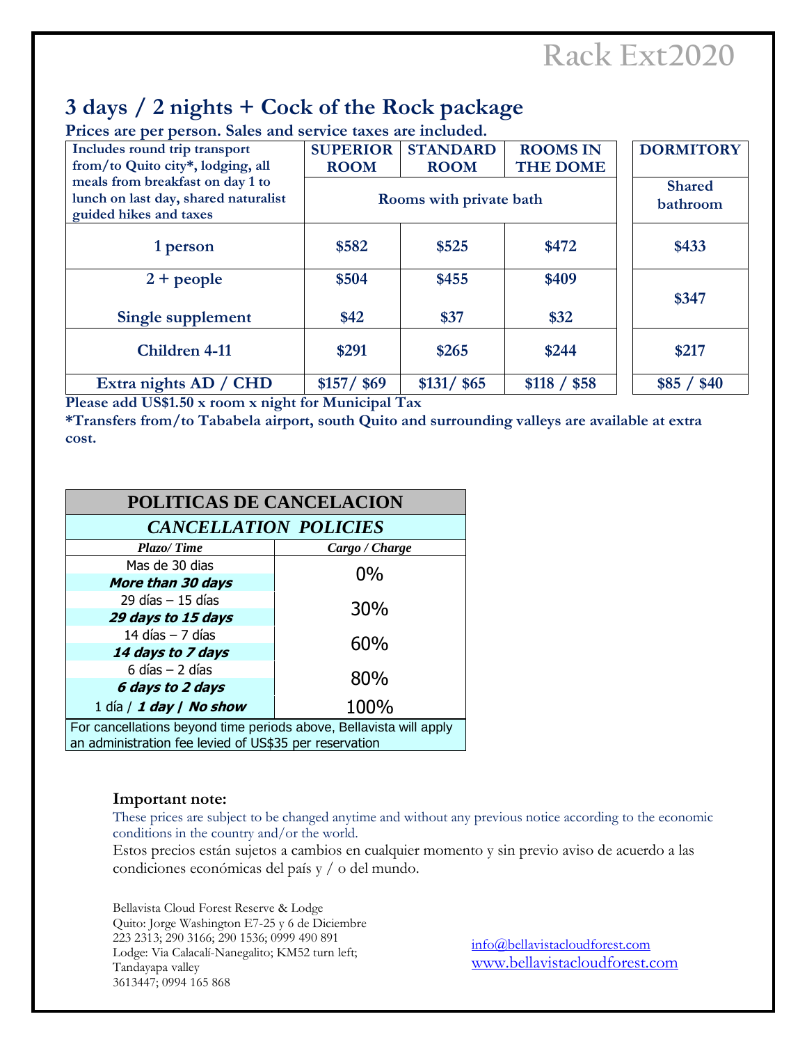Rack Ext2020

# 3 days / 2 nights + Cock of the Rock package

**Prices are per person. Sales and service taxes are included.**

| Includes round trip transport from/to Quito city*, lodging, all meals from breakfast on day 1 to lunch on last day, shared naturalist guided hikes and taxes | SUPERIOR ROOM | STANDARD ROOM | ROOMS IN THE DOME | DORMITORY |
|---|---|---|---|---|
| | Rooms with private bath | | | Shared bathroom |
| 1 person | $582 | $525 | $472 | $433 |
| 2 + people | $504 | $455 | $409 | $347 |
| Single supplement | $42 | $37 | $32 | |
| Children 4-11 | $291 | $265 | $244 | $217 |
| Extra nights AD / CHD | $157/ $69 | $131/ $65 | $118 / $58 | $85 / $40 |

**Please add US$1.50 x room x night for Municipal Tax**

**\*Transfers from/to Tababela airport, south Quito and surrounding valleys are available at extra cost.**

| POLITICAS DE CANCELACION | |
|---|---|
| ***CANCELLATION POLICIES*** | |
| ***Plazo/ Time*** | ***Cargo / Charge*** |
| Mas de 30 dias / ***More than 30 days*** | 0% |
| 29 días – 15 días / ***29 days to 15 days*** | 30% |
| 14 días – 7 días / ***14 days to 7 days*** | 60% |
| 6 días – 2 días / ***6 days to 2 days*** | 80% |
| 1 día / ***1 day / No show*** | 100% |
| For cancellations beyond time periods above, Bellavista will apply an administration fee levied of US$35 per reservation | |

**Important note:**

These prices are subject to be changed anytime and without any previous notice according to the economic conditions in the country and/or the world.

Estos precios están sujetos a cambios en cualquier momento y sin previo aviso de acuerdo a las condiciones económicas del país y / o del mundo.

Bellavista Cloud Forest Reserve & Lodge
Quito: Jorge Washington E7-25 y 6 de Diciembre
223 2313; 290 3166; 290 1536; 0999 490 891
Lodge: Via Calacalí-Nanegalito; KM52 turn left; Tandayapa valley
3613447; 0994 165 868

info@bellavistacloudforest.com
www.bellavistacloudforest.com